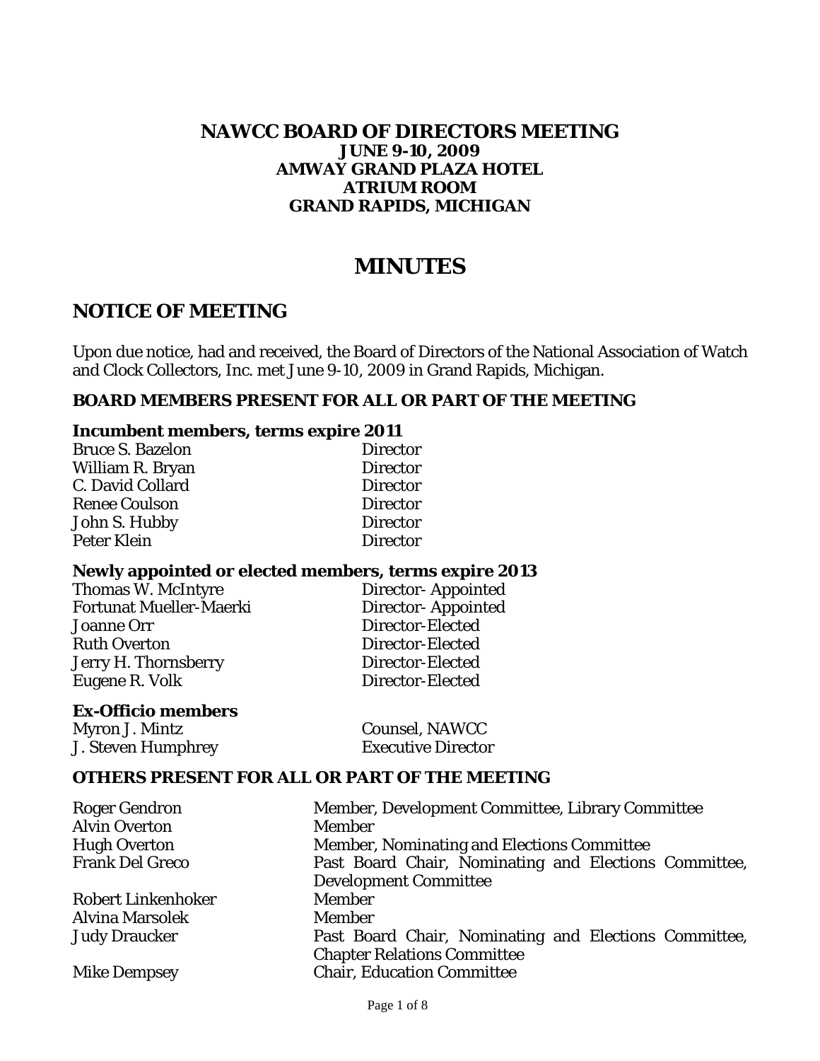# NAWCC BOARD OF DIRECTORS MEETING

**JUNE 9-10, 2009**
**AMWAY GRAND PLAZA HOTEL**
**ATRIUM ROOM**
**GRAND RAPIDS, MICHIGAN**

# MINUTES

## NOTICE OF MEETING

Upon due notice, had and received, the Board of Directors of the National Association of Watch and Clock Collectors, Inc. met June 9-10, 2009 in Grand Rapids, Michigan.

### BOARD MEMBERS PRESENT FOR ALL OR PART OF THE MEETING

**Incumbent members, terms expire 2011**

| | |
|---|---|
| Bruce S. Bazelon | Director |
| William R. Bryan | Director |
| C. David Collard | Director |
| Renee Coulson | Director |
| John S. Hubby | Director |
| Peter Klein | Director |

**Newly appointed or elected members, terms expire 2013**

| | |
|---|---|
| Thomas W. McIntyre | Director- Appointed |
| Fortunat Mueller-Maerki | Director- Appointed |
| Joanne Orr | Director-Elected |
| Ruth Overton | Director-Elected |
| Jerry H. Thornsberry | Director-Elected |
| Eugene R. Volk | Director-Elected |

**Ex-Officio members**

| | |
|---|---|
| Myron J. Mintz | Counsel, NAWCC |
| J. Steven Humphrey | Executive Director |

### OTHERS PRESENT FOR ALL OR PART OF THE MEETING

| | |
|---|---|
| Roger Gendron | Member, Development Committee, Library Committee |
| Alvin Overton | Member |
| Hugh Overton | Member, Nominating and Elections Committee |
| Frank Del Greco | Past Board Chair, Nominating and Elections Committee, Development Committee |
| Robert Linkenhoker | Member |
| Alvina Marsolek | Member |
| Judy Draucker | Past Board Chair, Nominating and Elections Committee, Chapter Relations Committee |
| Mike Dempsey | Chair, Education Committee |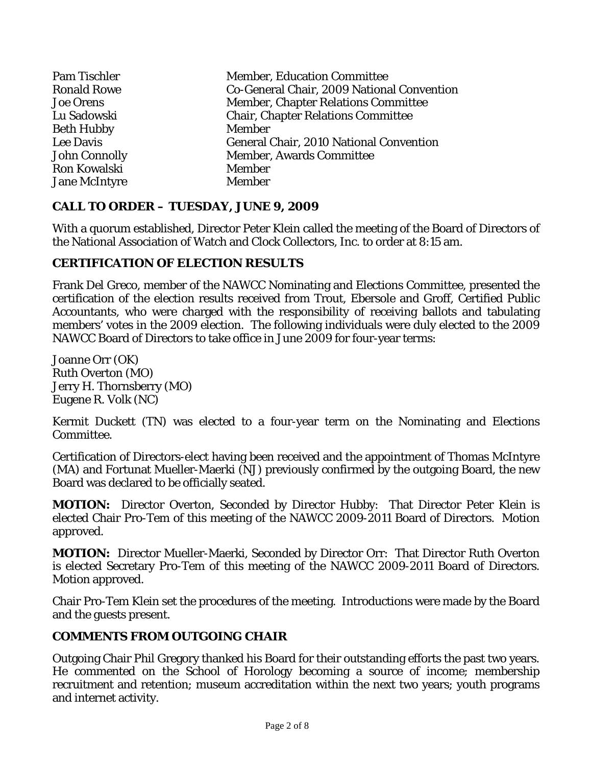| | |
|---|---|
| Pam Tischler | Member, Education Committee |
| Ronald Rowe | Co-General Chair, 2009 National Convention |
| Joe Orens | Member, Chapter Relations Committee |
| Lu Sadowski | Chair, Chapter Relations Committee |
| Beth Hubby | Member |
| Lee Davis | General Chair, 2010 National Convention |
| John Connolly | Member, Awards Committee |
| Ron Kowalski | Member |
| Jane McIntyre | Member |

## CALL TO ORDER – TUESDAY, JUNE 9, 2009

With a quorum established, Director Peter Klein called the meeting of the Board of Directors of the National Association of Watch and Clock Collectors, Inc. to order at 8:15 am.

## CERTIFICATION OF ELECTION RESULTS

Frank Del Greco, member of the NAWCC Nominating and Elections Committee, presented the certification of the election results received from Trout, Ebersole and Groff, Certified Public Accountants, who were charged with the responsibility of receiving ballots and tabulating members' votes in the 2009 election. The following individuals were duly elected to the 2009 NAWCC Board of Directors to take office in June 2009 for four-year terms:

Joanne Orr (OK)
Ruth Overton (MO)
Jerry H. Thornsberry (MO)
Eugene R. Volk (NC)

Kermit Duckett (TN) was elected to a four-year term on the Nominating and Elections Committee.

Certification of Directors-elect having been received and the appointment of Thomas McIntyre (MA) and Fortunat Mueller-Maerki (NJ) previously confirmed by the outgoing Board, the new Board was declared to be officially seated.

**MOTION:** Director Overton, Seconded by Director Hubby: That Director Peter Klein is elected Chair Pro-Tem of this meeting of the NAWCC 2009-2011 Board of Directors. Motion approved.

**MOTION:** Director Mueller-Maerki, Seconded by Director Orr: That Director Ruth Overton is elected Secretary Pro-Tem of this meeting of the NAWCC 2009-2011 Board of Directors. Motion approved.

Chair Pro-Tem Klein set the procedures of the meeting. Introductions were made by the Board and the guests present.

## COMMENTS FROM OUTGOING CHAIR

Outgoing Chair Phil Gregory thanked his Board for their outstanding efforts the past two years. He commented on the School of Horology becoming a source of income; membership recruitment and retention; museum accreditation within the next two years; youth programs and internet activity.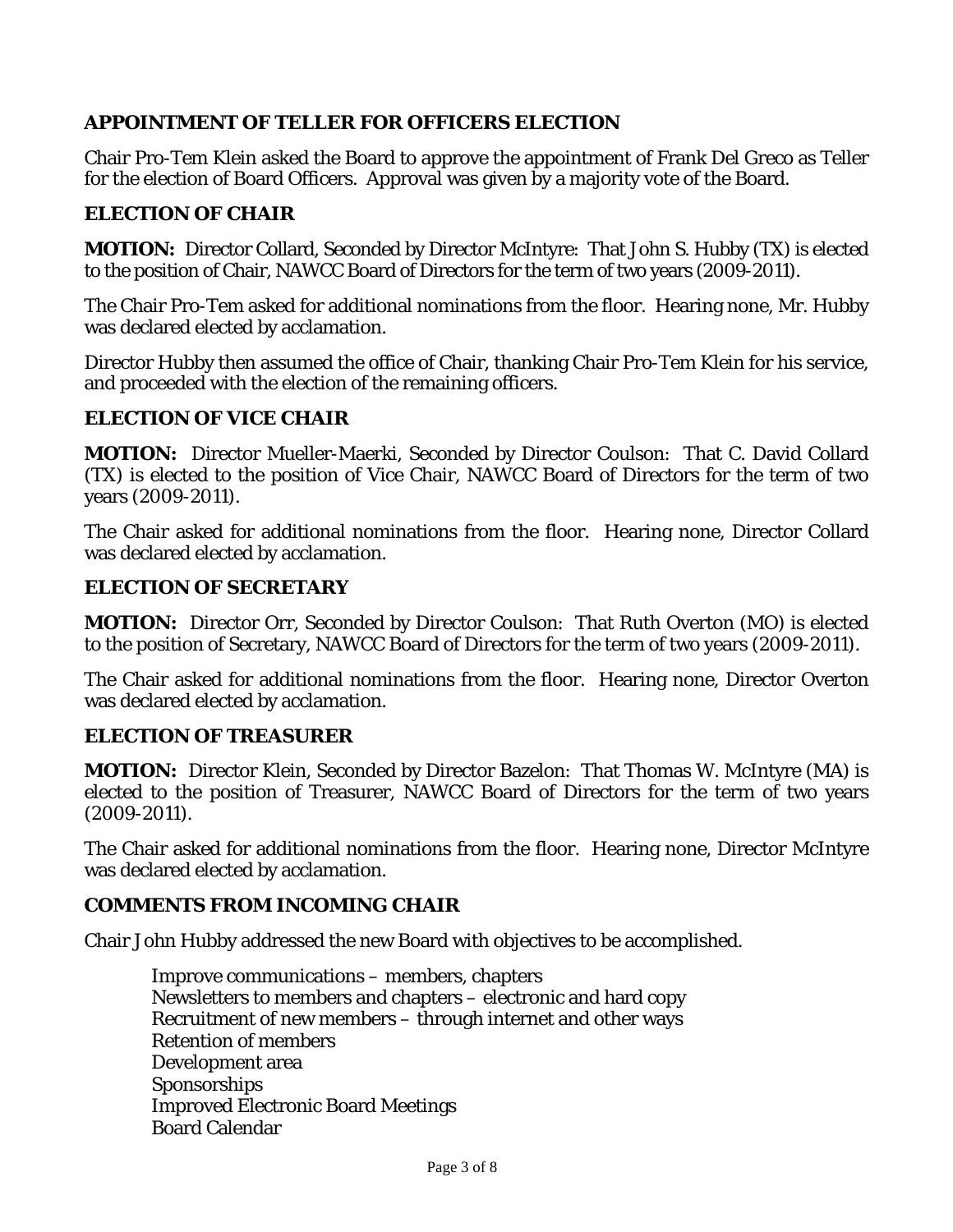## APPOINTMENT OF TELLER FOR OFFICERS ELECTION

Chair Pro-Tem Klein asked the Board to approve the appointment of Frank Del Greco as Teller for the election of Board Officers. Approval was given by a majority vote of the Board.

## ELECTION OF CHAIR

**MOTION:** Director Collard, Seconded by Director McIntyre: That John S. Hubby (TX) is elected to the position of Chair, NAWCC Board of Directors for the term of two years (2009-2011).

The Chair Pro-Tem asked for additional nominations from the floor. Hearing none, Mr. Hubby was declared elected by acclamation.

Director Hubby then assumed the office of Chair, thanking Chair Pro-Tem Klein for his service, and proceeded with the election of the remaining officers.

## ELECTION OF VICE CHAIR

**MOTION:** Director Mueller-Maerki, Seconded by Director Coulson: That C. David Collard (TX) is elected to the position of Vice Chair, NAWCC Board of Directors for the term of two years (2009-2011).

The Chair asked for additional nominations from the floor. Hearing none, Director Collard was declared elected by acclamation.

## ELECTION OF SECRETARY

**MOTION:** Director Orr, Seconded by Director Coulson: That Ruth Overton (MO) is elected to the position of Secretary, NAWCC Board of Directors for the term of two years (2009-2011).

The Chair asked for additional nominations from the floor. Hearing none, Director Overton was declared elected by acclamation.

## ELECTION OF TREASURER

**MOTION:** Director Klein, Seconded by Director Bazelon: That Thomas W. McIntyre (MA) is elected to the position of Treasurer, NAWCC Board of Directors for the term of two years (2009-2011).

The Chair asked for additional nominations from the floor. Hearing none, Director McIntyre was declared elected by acclamation.

## COMMENTS FROM INCOMING CHAIR

Chair John Hubby addressed the new Board with objectives to be accomplished.

- Improve communications – members, chapters
- Newsletters to members and chapters – electronic and hard copy
- Recruitment of new members – through internet and other ways
- Retention of members
- Development area
- Sponsorships
- Improved Electronic Board Meetings
- Board Calendar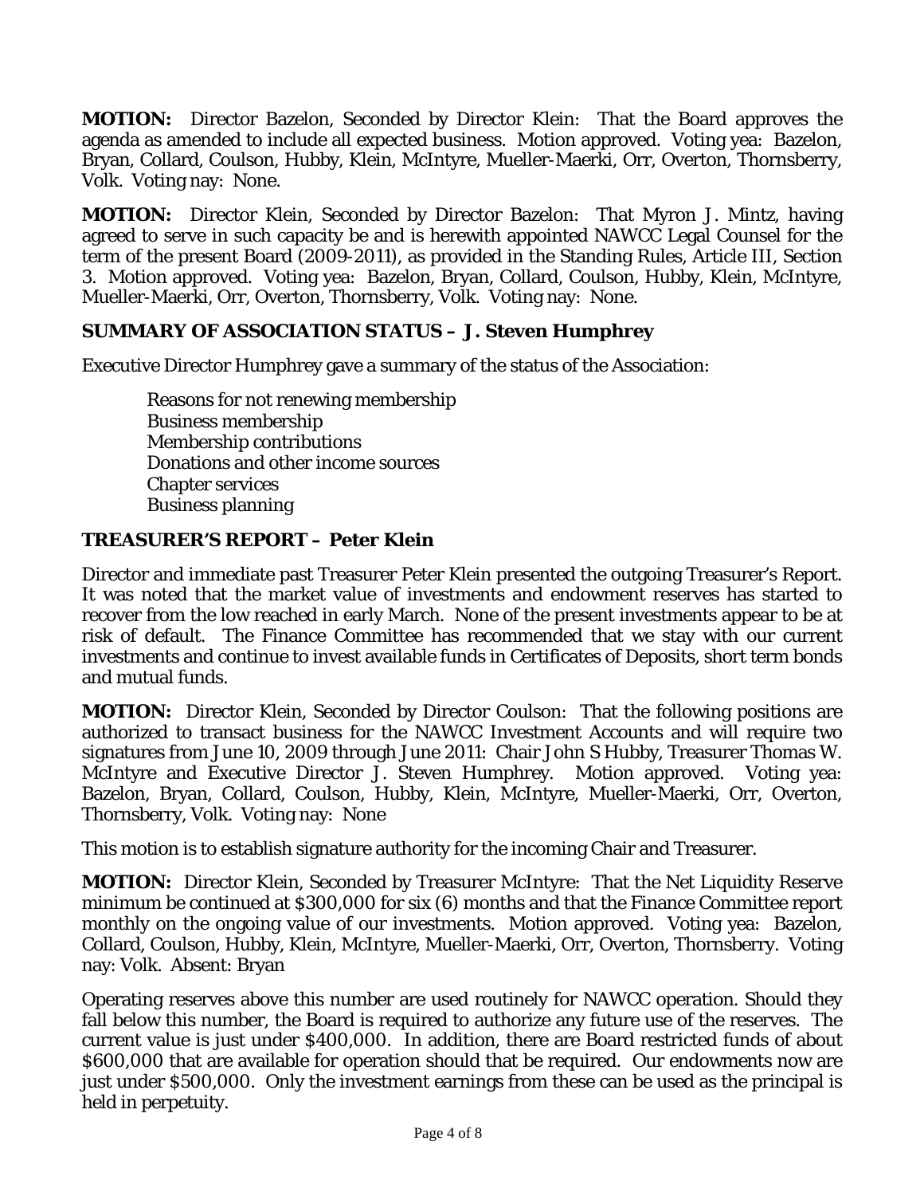**MOTION:** Director Bazelon, Seconded by Director Klein: That the Board approves the agenda as amended to include all expected business. Motion approved. Voting yea: Bazelon, Bryan, Collard, Coulson, Hubby, Klein, McIntyre, Mueller-Maerki, Orr, Overton, Thornsberry, Volk. Voting nay: None.

**MOTION:** Director Klein, Seconded by Director Bazelon: That Myron J. Mintz, having agreed to serve in such capacity be and is herewith appointed NAWCC Legal Counsel for the term of the present Board (2009-2011), as provided in the Standing Rules, Article III, Section 3. Motion approved. Voting yea: Bazelon, Bryan, Collard, Coulson, Hubby, Klein, McIntyre, Mueller-Maerki, Orr, Overton, Thornsberry, Volk. Voting nay: None.

## SUMMARY OF ASSOCIATION STATUS – J. Steven Humphrey

Executive Director Humphrey gave a summary of the status of the Association:

- Reasons for not renewing membership
- Business membership
- Membership contributions
- Donations and other income sources
- Chapter services
- Business planning

## TREASURER'S REPORT – Peter Klein

Director and immediate past Treasurer Peter Klein presented the outgoing Treasurer's Report. It was noted that the market value of investments and endowment reserves has started to recover from the low reached in early March. None of the present investments appear to be at risk of default. The Finance Committee has recommended that we stay with our current investments and continue to invest available funds in Certificates of Deposits, short term bonds and mutual funds.

**MOTION:** Director Klein, Seconded by Director Coulson: That the following positions are authorized to transact business for the NAWCC Investment Accounts and will require two signatures from June 10, 2009 through June 2011: Chair John S Hubby, Treasurer Thomas W. McIntyre and Executive Director J. Steven Humphrey. Motion approved. Voting yea: Bazelon, Bryan, Collard, Coulson, Hubby, Klein, McIntyre, Mueller-Maerki, Orr, Overton, Thornsberry, Volk. Voting nay: None

This motion is to establish signature authority for the incoming Chair and Treasurer.

**MOTION:** Director Klein, Seconded by Treasurer McIntyre: That the Net Liquidity Reserve minimum be continued at $300,000 for six (6) months and that the Finance Committee report monthly on the ongoing value of our investments. Motion approved. Voting yea: Bazelon, Collard, Coulson, Hubby, Klein, McIntyre, Mueller-Maerki, Orr, Overton, Thornsberry. Voting nay: Volk. Absent: Bryan

Operating reserves above this number are used routinely for NAWCC operation. Should they fall below this number, the Board is required to authorize any future use of the reserves. The current value is just under $400,000. In addition, there are Board restricted funds of about $600,000 that are available for operation should that be required. Our endowments now are just under $500,000. Only the investment earnings from these can be used as the principal is held in perpetuity.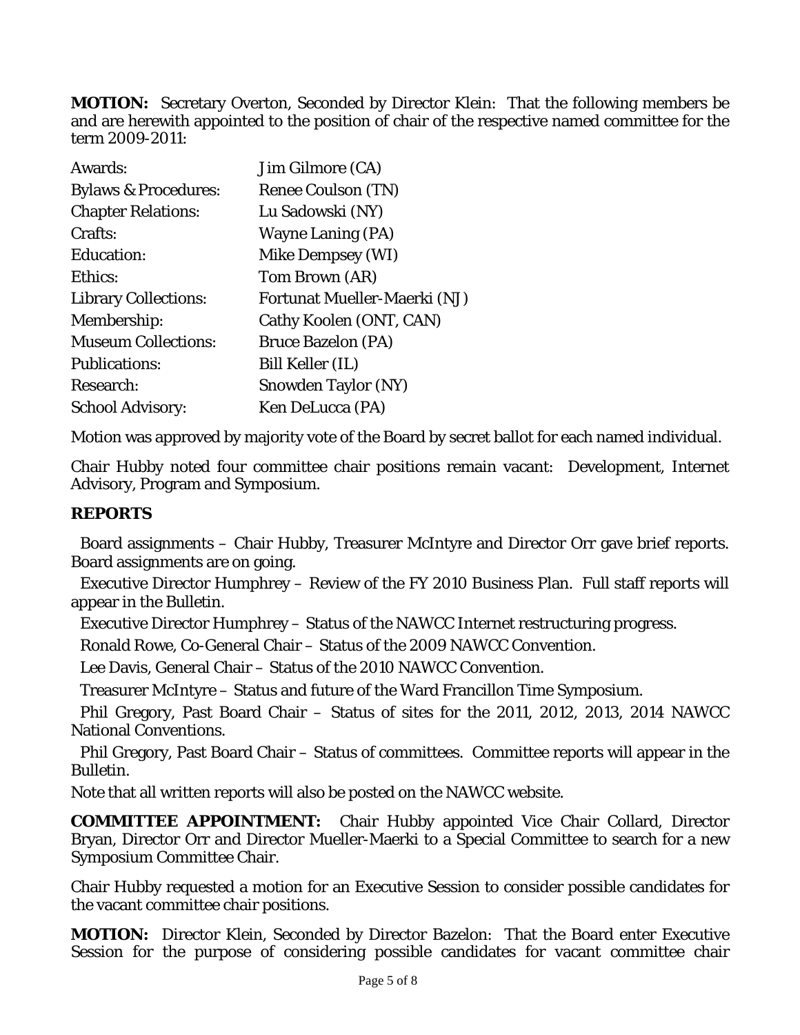**MOTION:** Secretary Overton, Seconded by Director Klein: That the following members be and are herewith appointed to the position of chair of the respective named committee for the term 2009-2011:

| | |
|---|---|
| Awards: | Jim Gilmore (CA) |
| Bylaws & Procedures: | Renee Coulson (TN) |
| Chapter Relations: | Lu Sadowski (NY) |
| Crafts: | Wayne Laning (PA) |
| Education: | Mike Dempsey (WI) |
| Ethics: | Tom Brown (AR) |
| Library Collections: | Fortunat Mueller-Maerki (NJ) |
| Membership: | Cathy Koolen (ONT, CAN) |
| Museum Collections: | Bruce Bazelon (PA) |
| Publications: | Bill Keller (IL) |
| Research: | Snowden Taylor (NY) |
| School Advisory: | Ken DeLucca (PA) |

Motion was approved by majority vote of the Board by secret ballot for each named individual.

Chair Hubby noted four committee chair positions remain vacant: Development, Internet Advisory, Program and Symposium.

## REPORTS

Board assignments – Chair Hubby, Treasurer McIntyre and Director Orr gave brief reports. Board assignments are on going.

Executive Director Humphrey – Review of the FY 2010 Business Plan. Full staff reports will appear in the Bulletin.

Executive Director Humphrey – Status of the NAWCC Internet restructuring progress.

Ronald Rowe, Co-General Chair – Status of the 2009 NAWCC Convention.

Lee Davis, General Chair – Status of the 2010 NAWCC Convention.

Treasurer McIntyre – Status and future of the Ward Francillon Time Symposium.

Phil Gregory, Past Board Chair – Status of sites for the 2011, 2012, 2013, 2014 NAWCC National Conventions.

Phil Gregory, Past Board Chair – Status of committees. Committee reports will appear in the Bulletin.

Note that all written reports will also be posted on the NAWCC website.

**COMMITTEE APPOINTMENT:** Chair Hubby appointed Vice Chair Collard, Director Bryan, Director Orr and Director Mueller-Maerki to a Special Committee to search for a new Symposium Committee Chair.

Chair Hubby requested a motion for an Executive Session to consider possible candidates for the vacant committee chair positions.

**MOTION:** Director Klein, Seconded by Director Bazelon: That the Board enter Executive Session for the purpose of considering possible candidates for vacant committee chair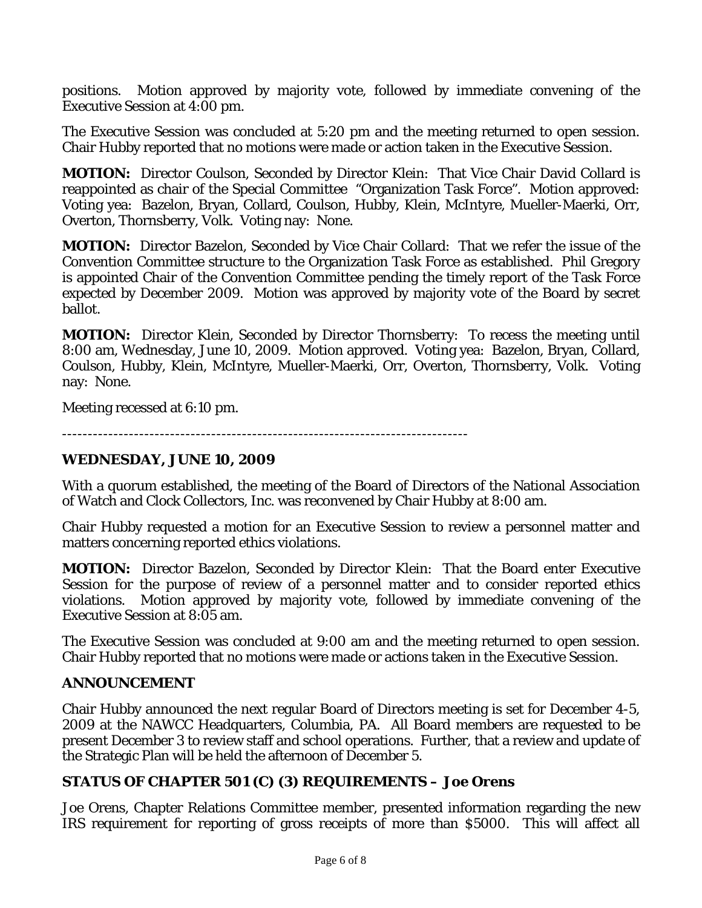positions. Motion approved by majority vote, followed by immediate convening of the Executive Session at 4:00 pm.

The Executive Session was concluded at 5:20 pm and the meeting returned to open session. Chair Hubby reported that no motions were made or action taken in the Executive Session.

**MOTION:** Director Coulson, Seconded by Director Klein: That Vice Chair David Collard is reappointed as chair of the Special Committee "Organization Task Force". Motion approved: Voting yea: Bazelon, Bryan, Collard, Coulson, Hubby, Klein, McIntyre, Mueller-Maerki, Orr, Overton, Thornsberry, Volk. Voting nay: None.

**MOTION:** Director Bazelon, Seconded by Vice Chair Collard: That we refer the issue of the Convention Committee structure to the Organization Task Force as established. Phil Gregory is appointed Chair of the Convention Committee pending the timely report of the Task Force expected by December 2009. Motion was approved by majority vote of the Board by secret ballot.

**MOTION:** Director Klein, Seconded by Director Thornsberry: To recess the meeting until 8:00 am, Wednesday, June 10, 2009. Motion approved. Voting yea: Bazelon, Bryan, Collard, Coulson, Hubby, Klein, McIntyre, Mueller-Maerki, Orr, Overton, Thornsberry, Volk. Voting nay: None.

Meeting recessed at 6:10 pm.

---

## WEDNESDAY, JUNE 10, 2009

With a quorum established, the meeting of the Board of Directors of the National Association of Watch and Clock Collectors, Inc. was reconvened by Chair Hubby at 8:00 am.

Chair Hubby requested a motion for an Executive Session to review a personnel matter and matters concerning reported ethics violations.

**MOTION:** Director Bazelon, Seconded by Director Klein: That the Board enter Executive Session for the purpose of review of a personnel matter and to consider reported ethics violations. Motion approved by majority vote, followed by immediate convening of the Executive Session at 8:05 am.

The Executive Session was concluded at 9:00 am and the meeting returned to open session. Chair Hubby reported that no motions were made or actions taken in the Executive Session.

## ANNOUNCEMENT

Chair Hubby announced the next regular Board of Directors meeting is set for December 4-5, 2009 at the NAWCC Headquarters, Columbia, PA. All Board members are requested to be present December 3 to review staff and school operations. Further, that a review and update of the Strategic Plan will be held the afternoon of December 5.

## STATUS OF CHAPTER 501 (C) (3) REQUIREMENTS – Joe Orens

Joe Orens, Chapter Relations Committee member, presented information regarding the new IRS requirement for reporting of gross receipts of more than $5000. This will affect all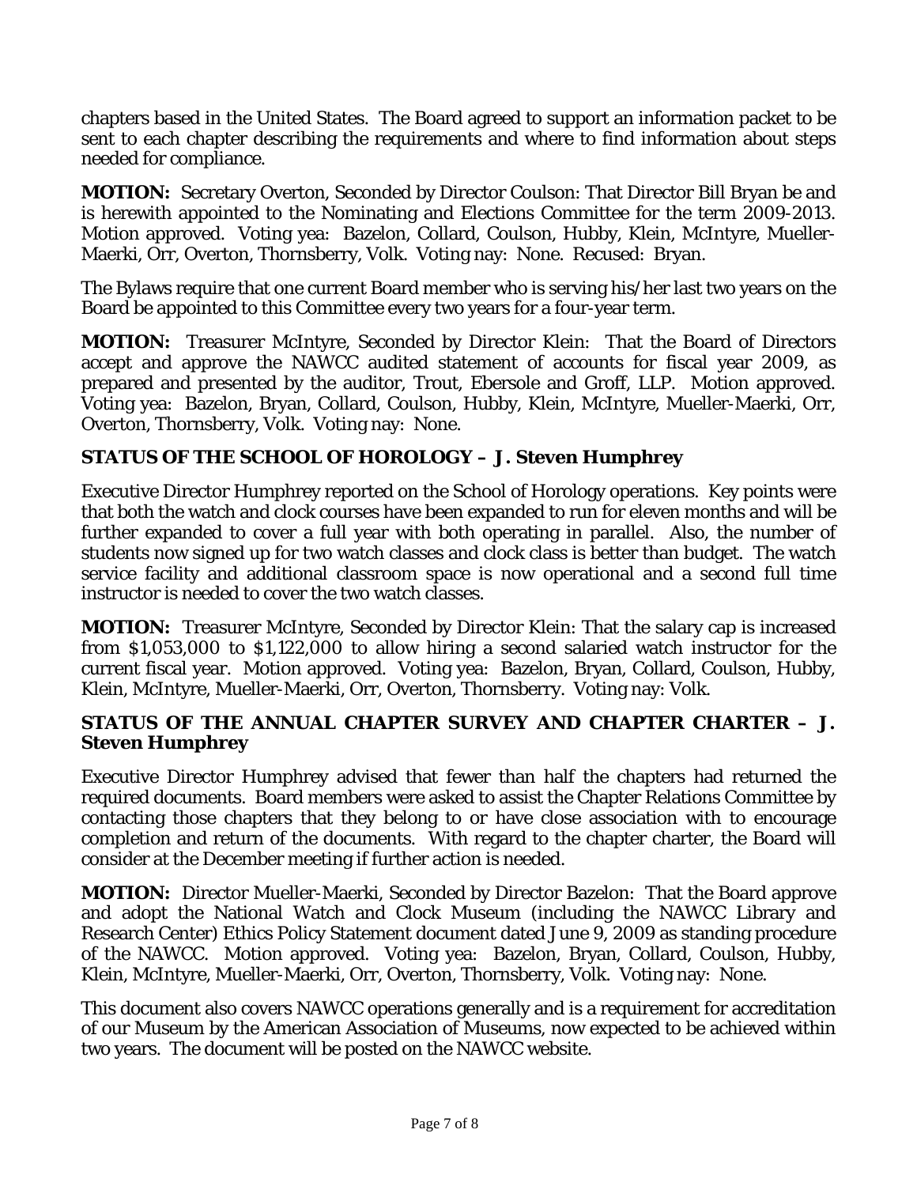chapters based in the United States. The Board agreed to support an information packet to be sent to each chapter describing the requirements and where to find information about steps needed for compliance.

**MOTION:** Secretary Overton, Seconded by Director Coulson: That Director Bill Bryan be and is herewith appointed to the Nominating and Elections Committee for the term 2009-2013. Motion approved. Voting yea: Bazelon, Collard, Coulson, Hubby, Klein, McIntyre, Mueller-Maerki, Orr, Overton, Thornsberry, Volk. Voting nay: None. Recused: Bryan.

The Bylaws require that one current Board member who is serving his/her last two years on the Board be appointed to this Committee every two years for a four-year term.

**MOTION:** Treasurer McIntyre, Seconded by Director Klein: That the Board of Directors accept and approve the NAWCC audited statement of accounts for fiscal year 2009, as prepared and presented by the auditor, Trout, Ebersole and Groff, LLP. Motion approved. Voting yea: Bazelon, Bryan, Collard, Coulson, Hubby, Klein, McIntyre, Mueller-Maerki, Orr, Overton, Thornsberry, Volk. Voting nay: None.

## STATUS OF THE SCHOOL OF HOROLOGY – J. Steven Humphrey

Executive Director Humphrey reported on the School of Horology operations. Key points were that both the watch and clock courses have been expanded to run for eleven months and will be further expanded to cover a full year with both operating in parallel. Also, the number of students now signed up for two watch classes and clock class is better than budget. The watch service facility and additional classroom space is now operational and a second full time instructor is needed to cover the two watch classes.

**MOTION:** Treasurer McIntyre, Seconded by Director Klein: That the salary cap is increased from $1,053,000 to $1,122,000 to allow hiring a second salaried watch instructor for the current fiscal year. Motion approved. Voting yea: Bazelon, Bryan, Collard, Coulson, Hubby, Klein, McIntyre, Mueller-Maerki, Orr, Overton, Thornsberry. Voting nay: Volk.

## STATUS OF THE ANNUAL CHAPTER SURVEY AND CHAPTER CHARTER – J. Steven Humphrey

Executive Director Humphrey advised that fewer than half the chapters had returned the required documents. Board members were asked to assist the Chapter Relations Committee by contacting those chapters that they belong to or have close association with to encourage completion and return of the documents. With regard to the chapter charter, the Board will consider at the December meeting if further action is needed.

**MOTION:** Director Mueller-Maerki, Seconded by Director Bazelon: That the Board approve and adopt the National Watch and Clock Museum (including the NAWCC Library and Research Center) Ethics Policy Statement document dated June 9, 2009 as standing procedure of the NAWCC. Motion approved. Voting yea: Bazelon, Bryan, Collard, Coulson, Hubby, Klein, McIntyre, Mueller-Maerki, Orr, Overton, Thornsberry, Volk. Voting nay: None.

This document also covers NAWCC operations generally and is a requirement for accreditation of our Museum by the American Association of Museums, now expected to be achieved within two years. The document will be posted on the NAWCC website.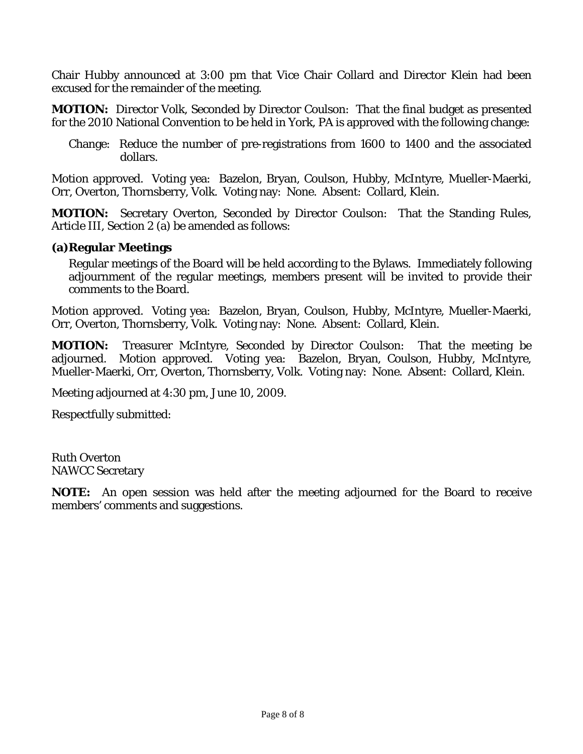Chair Hubby announced at 3:00 pm that Vice Chair Collard and Director Klein had been excused for the remainder of the meeting.

**MOTION:** Director Volk, Seconded by Director Coulson: That the final budget as presented for the 2010 National Convention to be held in York, PA is approved with the following change:

Change: Reduce the number of pre-registrations from 1600 to 1400 and the associated dollars.

Motion approved. Voting yea: Bazelon, Bryan, Coulson, Hubby, McIntyre, Mueller-Maerki, Orr, Overton, Thornsberry, Volk. Voting nay: None. Absent: Collard, Klein.

**MOTION:** Secretary Overton, Seconded by Director Coulson: That the Standing Rules, Article III, Section 2 (a) be amended as follows:

**(a) Regular Meetings**

Regular meetings of the Board will be held according to the Bylaws. Immediately following adjournment of the regular meetings, members present will be invited to provide their comments to the Board.

Motion approved. Voting yea: Bazelon, Bryan, Coulson, Hubby, McIntyre, Mueller-Maerki, Orr, Overton, Thornsberry, Volk. Voting nay: None. Absent: Collard, Klein.

**MOTION:** Treasurer McIntyre, Seconded by Director Coulson: That the meeting be adjourned. Motion approved. Voting yea: Bazelon, Bryan, Coulson, Hubby, McIntyre, Mueller-Maerki, Orr, Overton, Thornsberry, Volk. Voting nay: None. Absent: Collard, Klein.

Meeting adjourned at 4:30 pm, June 10, 2009.

Respectfully submitted:

Ruth Overton
NAWCC Secretary

**NOTE:** An open session was held after the meeting adjourned for the Board to receive members' comments and suggestions.